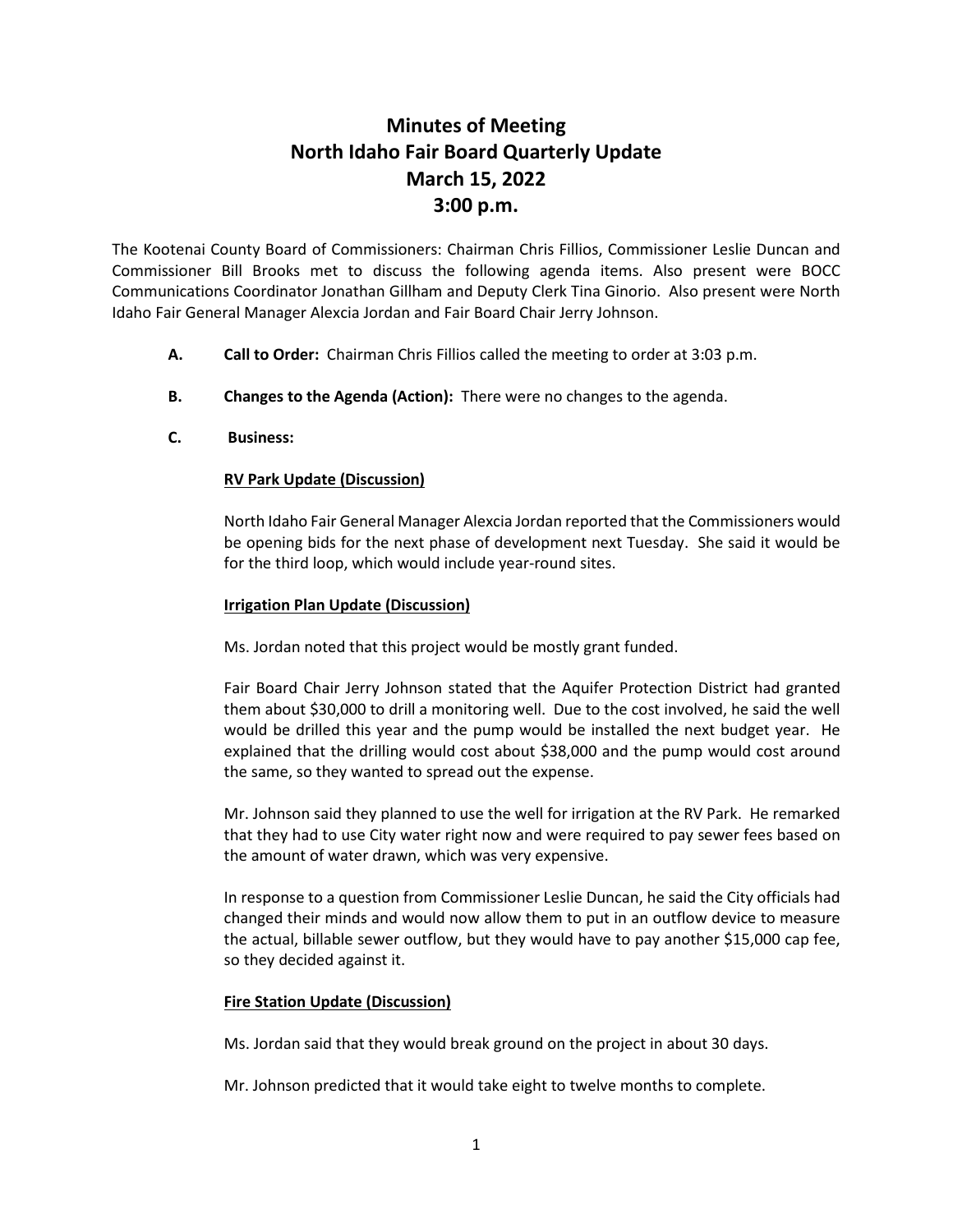# Minutes of Meeting
# North Idaho Fair Board Quarterly Update
# March 15, 2022
# 3:00 p.m.

The Kootenai County Board of Commissioners: Chairman Chris Fillios, Commissioner Leslie Duncan and Commissioner Bill Brooks met to discuss the following agenda items. Also present were BOCC Communications Coordinator Jonathan Gillham and Deputy Clerk Tina Ginorio. Also present were North Idaho Fair General Manager Alexcia Jordan and Fair Board Chair Jerry Johnson.

**A. Call to Order:** Chairman Chris Fillios called the meeting to order at 3:03 p.m.

**B. Changes to the Agenda (Action):** There were no changes to the agenda.

**C. Business:**

**RV Park Update (Discussion)**

North Idaho Fair General Manager Alexcia Jordan reported that the Commissioners would be opening bids for the next phase of development next Tuesday. She said it would be for the third loop, which would include year-round sites.

**Irrigation Plan Update (Discussion)**

Ms. Jordan noted that this project would be mostly grant funded.

Fair Board Chair Jerry Johnson stated that the Aquifer Protection District had granted them about $30,000 to drill a monitoring well. Due to the cost involved, he said the well would be drilled this year and the pump would be installed the next budget year. He explained that the drilling would cost about $38,000 and the pump would cost around the same, so they wanted to spread out the expense.

Mr. Johnson said they planned to use the well for irrigation at the RV Park. He remarked that they had to use City water right now and were required to pay sewer fees based on the amount of water drawn, which was very expensive.

In response to a question from Commissioner Leslie Duncan, he said the City officials had changed their minds and would now allow them to put in an outflow device to measure the actual, billable sewer outflow, but they would have to pay another $15,000 cap fee, so they decided against it.

**Fire Station Update (Discussion)**

Ms. Jordan said that they would break ground on the project in about 30 days.

Mr. Johnson predicted that it would take eight to twelve months to complete.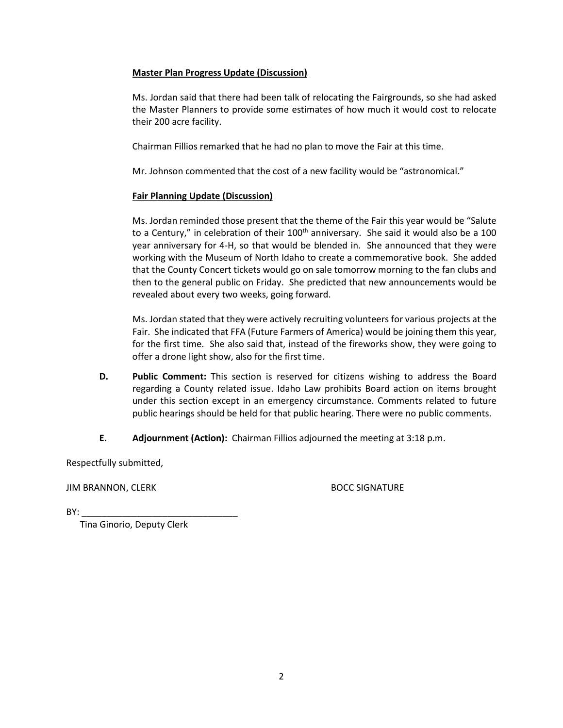**Master Plan Progress Update (Discussion)**

Ms. Jordan said that there had been talk of relocating the Fairgrounds, so she had asked the Master Planners to provide some estimates of how much it would cost to relocate their 200 acre facility.

Chairman Fillios remarked that he had no plan to move the Fair at this time.

Mr. Johnson commented that the cost of a new facility would be "astronomical."

**Fair Planning Update (Discussion)**

Ms. Jordan reminded those present that the theme of the Fair this year would be "Salute to a Century," in celebration of their 100th anniversary. She said it would also be a 100 year anniversary for 4-H, so that would be blended in. She announced that they were working with the Museum of North Idaho to create a commemorative book. She added that the County Concert tickets would go on sale tomorrow morning to the fan clubs and then to the general public on Friday. She predicted that new announcements would be revealed about every two weeks, going forward.

Ms. Jordan stated that they were actively recruiting volunteers for various projects at the Fair. She indicated that FFA (Future Farmers of America) would be joining them this year, for the first time. She also said that, instead of the fireworks show, they were going to offer a drone light show, also for the first time.

**D. Public Comment:** This section is reserved for citizens wishing to address the Board regarding a County related issue. Idaho Law prohibits Board action on items brought under this section except in an emergency circumstance. Comments related to future public hearings should be held for that public hearing. There were no public comments.

**E. Adjournment (Action):** Chairman Fillios adjourned the meeting at 3:18 p.m.

Respectfully submitted,

JIM BRANNON, CLERK

BOCC SIGNATURE

BY: _______________________________

Tina Ginorio, Deputy Clerk